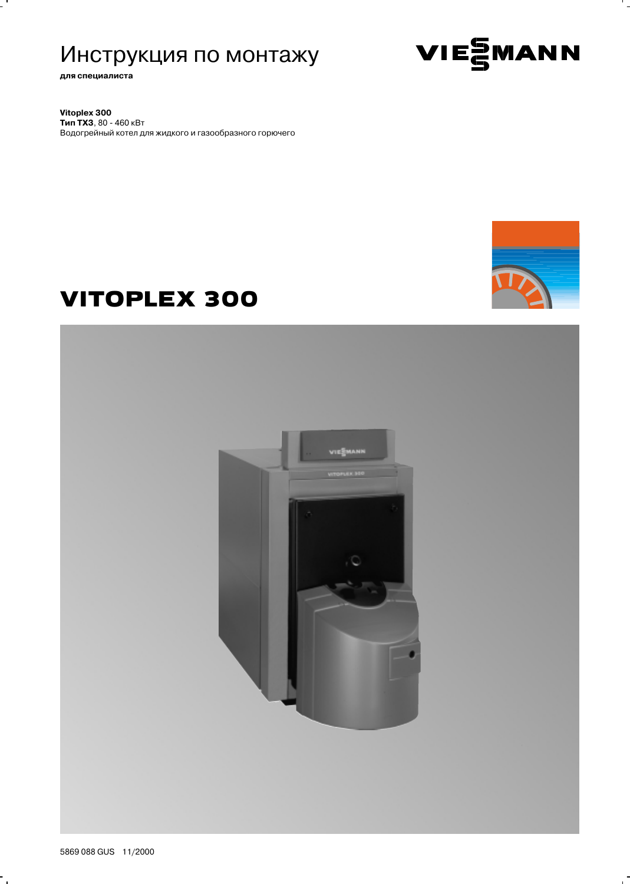# Инструкция по монтажу

**для специалиста**

**Vitoplex 300**
**Тип TX3**, 80 - 460 кВт
Водогрейный котел для жидкого и газообразного горючего

# VITOPLEX 300

5869 088 GUS 11/2000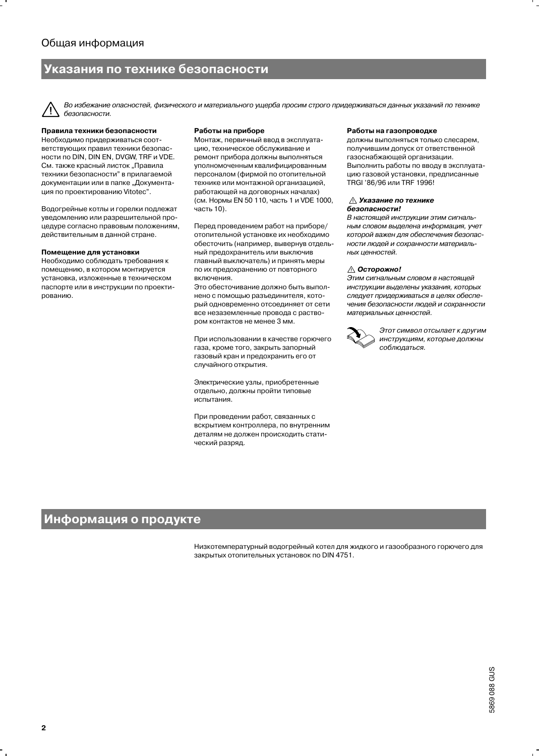# Общая информация

## Указания по технике безопасности

⚠ *Во избежание опасностей, физического и материального ущерба просим строго придерживаться данных указаний по технике безопасности.*

**Правила техники безопасности**
Необходимо придерживаться соответствующих правил техники безопасности по DIN, DIN EN, DVGW, TRF и VDE. См. также красный листок „Правила техники безопасности" в прилагаемой документации или в папке „Документация по проектированию Vitotec".

Водогрейные котлы и горелки подлежат уведомлению или разрешительной процедуре согласно правовым положениям, действительным в данной стране.

**Помещение для установки**
Необходимо соблюдать требования к помещению, в котором монтируется установка, изложенные в техническом паспорте или в инструкции по проектированию.

**Работы на приборе**
Монтаж, первичный ввод в эксплуатацию, техническое обслуживание и ремонт прибора должны выполняться уполномоченным квалифицированным персоналом (фирмой по отопительной технике или монтажной организацией, работающей на договорных началах) (см. Нормы EN 50 110, часть 1 и VDE 1000, часть 10).

Перед проведением работ на приборе/ отопительной установке их необходимо обесточить (например, вывернув отдельный предохранитель или выключив главный выключатель) и принять меры по их предохранению от повторного включения.
Это обесточивание должно быть выполнено с помощью разъединителя, который одновременно отсоединяет от сети все незаземленные провода с раствором контактов не менее 3 мм.

При использовании в качестве горючего газа, кроме того, закрыть запорный газовый кран и предохранить его от случайного открытия.

Электрические узлы, приобретенные отдельно, должны пройти типовые испытания.

При проведении работ, связанных с вскрытием контроллера, по внутренним деталям не должен происходить статический разряд.

**Работы на газопроводке**
должны выполняться только слесарем, получившим допуск от ответственной газоснабжающей организации. Выполнить работы по вводу в эксплуатацию газовой установки, предписанные TRGI '86/96 или TRF 1996!

⚠ ***Указание по технике безопасности!***
*В настоящей инструкции этим сигнальным словом выделена информация, учет которой важен для обеспечения безопасности людей и сохранности материальных ценностей.*

⚠ ***Осторожно!***
*Этим сигнальным словом в настоящей инструкции выделены указания, которых следует придерживаться в целях обеспечения безопасности людей и сохранности материальных ценностей.*

*Этот символ отсылает к другим инструкциям, которые должны соблюдаться.*

## Информация о продукте

Низкотемпературный водогрейный котел для жидкого и газообразного горючего для закрытых отопительных установок по DIN 4751.

5869 088 GUS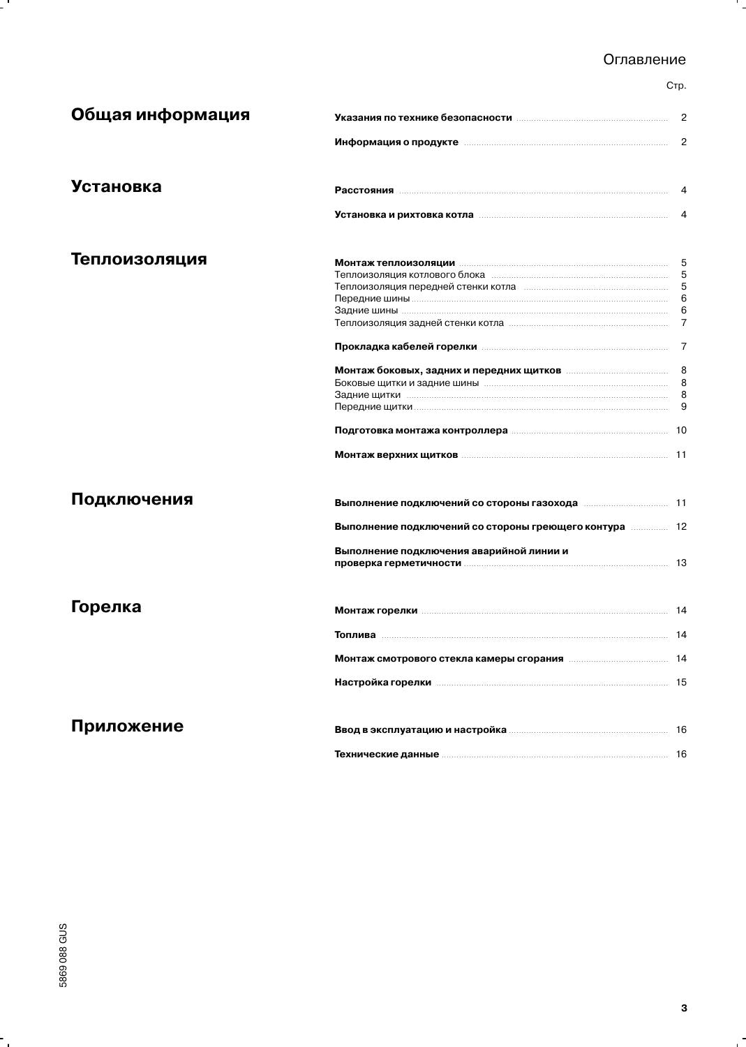# Оглавление

Стр.

## Общая информация

**Указания по технике безопасности** ... 2

**Информация о продукте** ... 2

## Установка

**Расстояния** ... 4

**Установка и рихтовка котла** ... 4

## Теплоизоляция

**Монтаж теплоизоляции** ... 5
Теплоизоляция котлового блока ... 5
Теплоизоляция передней стенки котла ... 5
Передние шины ... 6
Задние шины ... 6
Теплоизоляция задней стенки котла ... 7

**Прокладка кабелей горелки** ... 7

**Монтаж боковых, задних и передних щитков** ... 8
Боковые щитки и задние шины ... 8
Задние щитки ... 8
Передние щитки ... 9

**Подготовка монтажа контроллера** ... 10

**Монтаж верхних щитков** ... 11

## Подключения

**Выполнение подключений со стороны газохода** ... 11

**Выполнение подключений со стороны греющего контура** ... 12

**Выполнение подключения аварийной линии и проверка герметичности** ... 13

## Горелка

**Монтаж горелки** ... 14

**Топлива** ... 14

**Монтаж смотрового стекла камеры сгорания** ... 14

**Настройка горелки** ... 15

## Приложение

**Ввод в эксплуатацию и настройка** ... 16

**Технические данные** ... 16

5869 088 GUS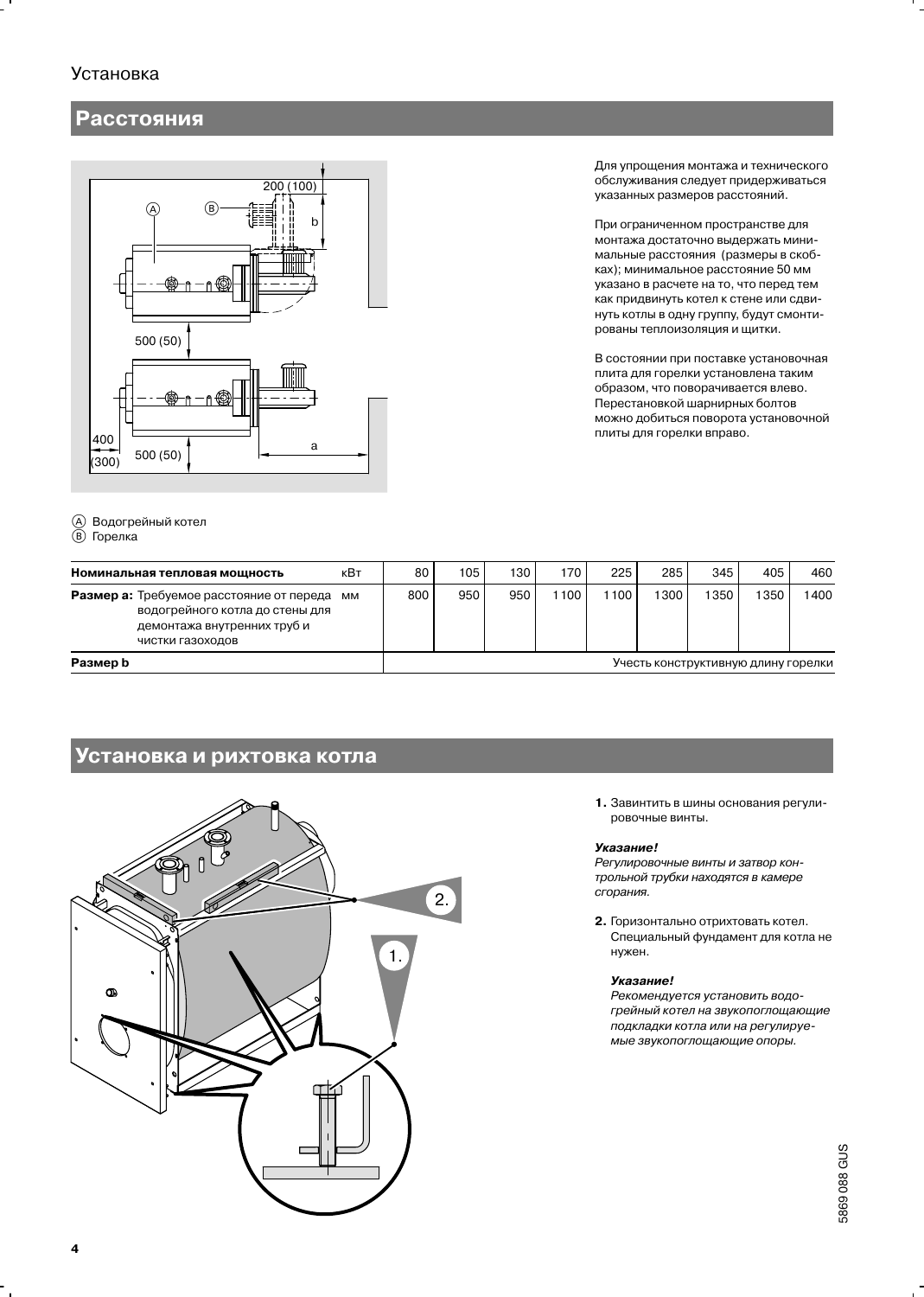## Установка

## Расстояния

Для упрощения монтажа и технического обслуживания следует придерживаться указанных размеров расстояний.

При ограниченном пространстве для монтажа достаточно выдержать минимальные расстояния (размеры в скобках); минимальное расстояние 50 мм указано в расчете на то, что перед тем как придвинуть котел к стене или сдвинуть котлы в одну группу, будут смонтированы теплоизоляция и щитки.

В состоянии при поставке установочная плита для горелки установлена таким образом, что поворачивается влево. Перестановкой шарнирных болтов можно добиться поворота установочной плиты для горелки вправо.

Ⓐ Водогрейный котел
Ⓑ Горелка

| Номинальная тепловая мощность | кВт | 80 | 105 | 130 | 170 | 225 | 285 | 345 | 405 | 460 |
|---|---|---|---|---|---|---|---|---|---|---|
| **Размер a:** Требуемое расстояние от переда водогрейного котла до стены для демонтажа внутренних труб и чистки газоходов | мм | 800 | 950 | 950 | 1100 | 1100 | 1300 | 1350 | 1350 | 1400 |
| **Размер b** | | Учесть конструктивную длину горелки | | | | | | | | |

## Установка и рихтовка котла

**1.** Завинтить в шины основания регулировочные винты.

***Указание!***
*Регулировочные винты и затвор контрольной трубки находятся в камере сгорания.*

**2.** Горизонтально отрихтовать котел. Специальный фундамент для котла не нужен.

***Указание!***
*Рекомендуется установить водогрейный котел на звукопоглощающие подкладки котла или на регулируемые звукопоглощающие опоры.*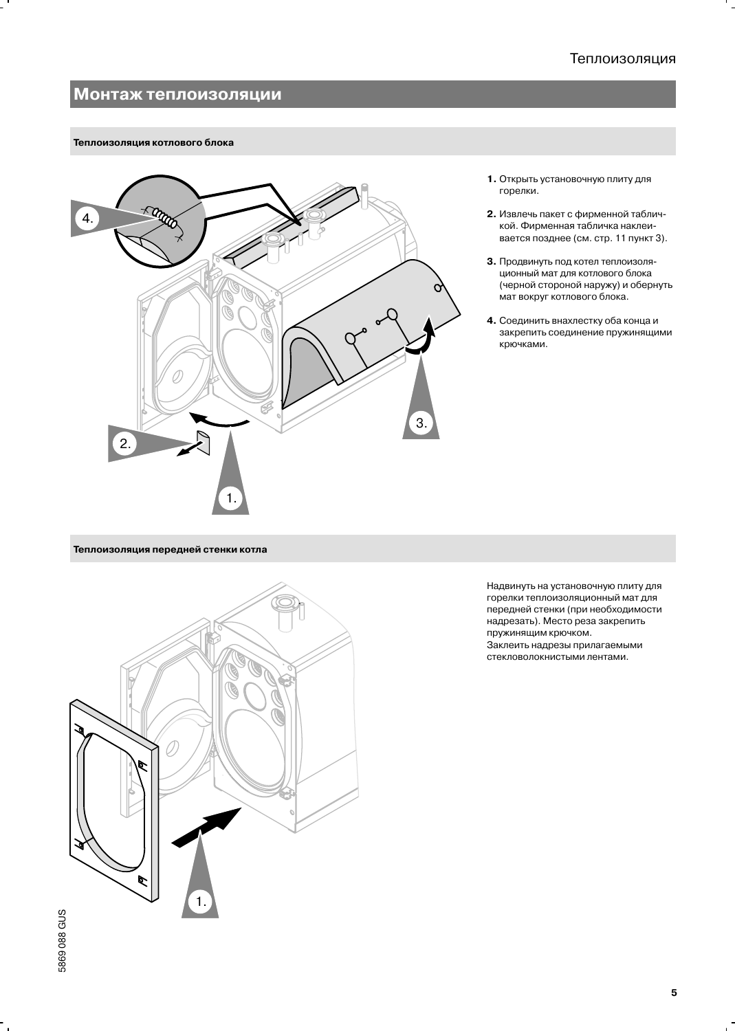## Монтаж теплоизоляции

### Теплоизоляция котлового блока

1. Открыть установочную плиту для горелки.
2. Извлечь пакет с фирменной табличкой. Фирменная табличка наклеивается позднее (см. стр. 11 пункт 3).
3. Продвинуть под котел теплоизоляционный мат для котлового блока (черной стороной наружу) и обернуть мат вокруг котлового блока.
4. Соединить внахлестку оба конца и закрепить соединение пружинящими крючками.

### Теплоизоляция передней стенки котла

Надвинуть на установочную плиту для горелки теплоизоляционный мат для передней стенки (при необходимости надрезать). Место реза закрепить пружинящим крючком.
Заклеить надрезы прилагаемыми стекловолокнистыми лентами.

5869 088 GUS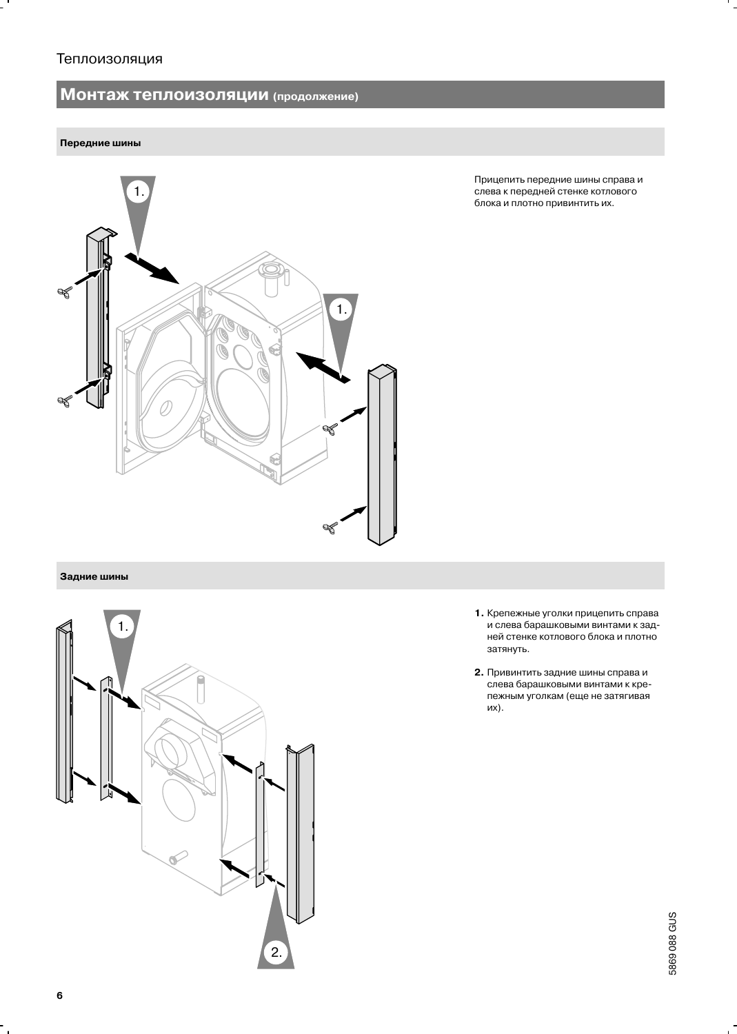## Монтаж теплоизоляции (продолжение)

### Передние шины

Прицепить передние шины справа и слева к передней стенке котлового блока и плотно привинтить их.

### Задние шины

1. Крепежные уголки прицепить справа и слева барашковыми винтами к задней стенке котлового блока и плотно затянуть.
2. Привинтить задние шины справа и слева барашковыми винтами к крепежным уголкам (еще не затягивая их).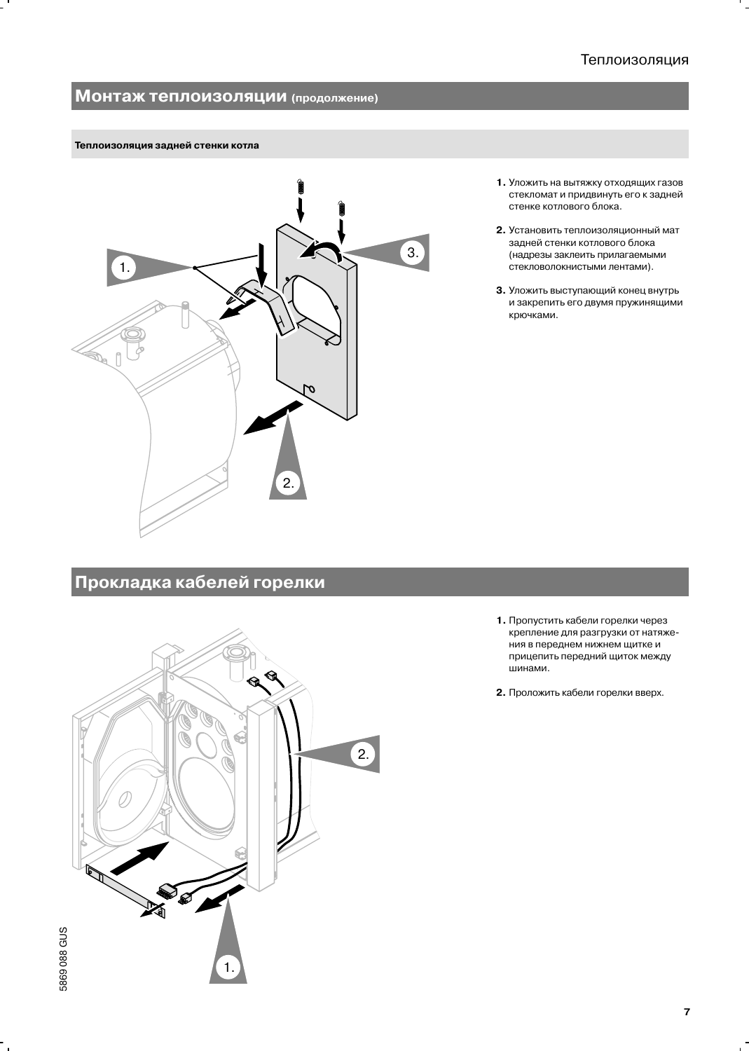## Монтаж теплоизоляции (продолжение)

### Теплоизоляция задней стенки котла

1. Уложить на вытяжку отходящих газов стекломат и придвинуть его к задней стенке котлового блока.
2. Установить теплоизоляционный мат задней стенки котлового блока (надрезы заклеить прилагаемыми стекловолокнистыми лентами).
3. Уложить выступающий конец внутрь и закрепить его двумя пружинящими крючками.

## Прокладка кабелей горелки

1. Пропустить кабели горелки через крепление для разгрузки от натяжения в переднем нижнем щитке и прицепить передний щиток между шинами.
2. Проложить кабели горелки вверх.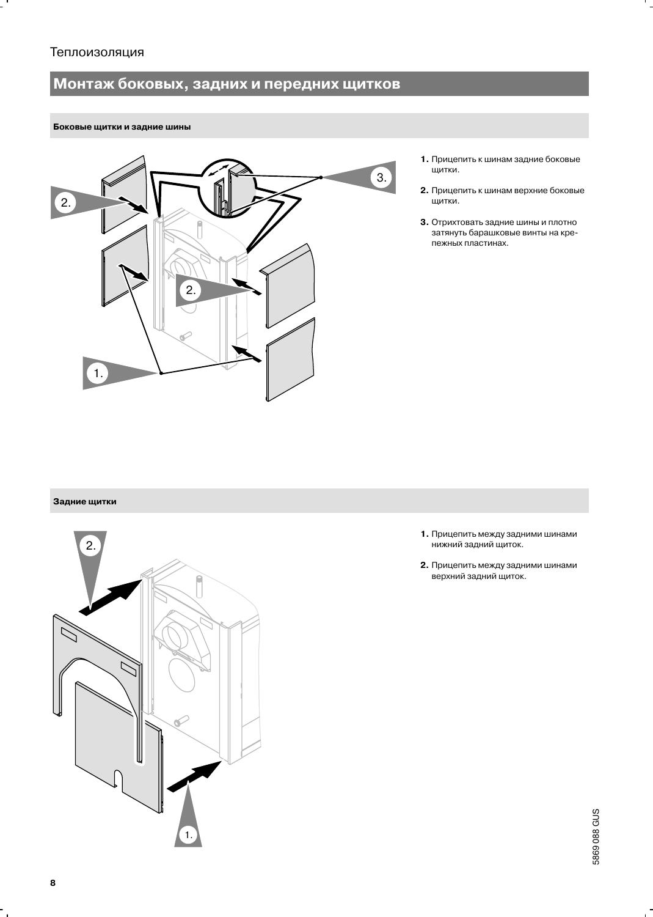## Монтаж боковых, задних и передних щитков

### Боковые щитки и задние шины

1. Прицепить к шинам задние боковые щитки.
2. Прицепить к шинам верхние боковые щитки.
3. Отрихтовать задние шины и плотно затянуть барашковые винты на крепежных пластинах.

### Задние щитки

1. Прицепить между задними шинами нижний задний щиток.
2. Прицепить между задними шинами верхний задний щиток.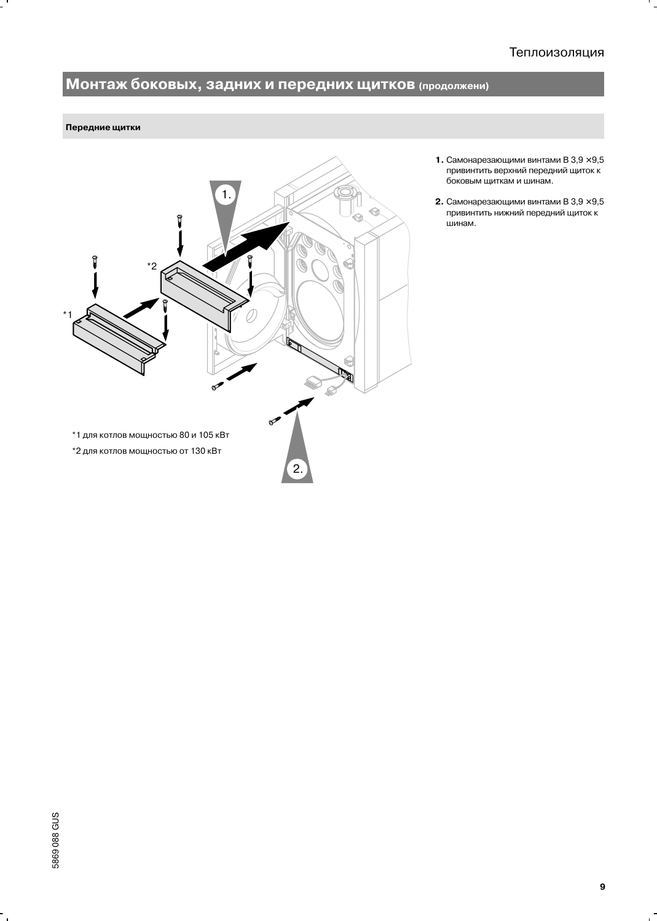## Монтаж боковых, задних и передних щитков (продолжени)

### Передние щитки

*1 для котлов мощностью 80 и 105 кВт

*2 для котлов мощностью от 130 кВт

1. Самонарезающими винтами B 3,9 ×9,5 привинтить верхний передний щиток к боковым щиткам и шинам.
2. Самонарезающими винтами B 3,9 ×9,5 привинтить нижний передний щиток к шинам.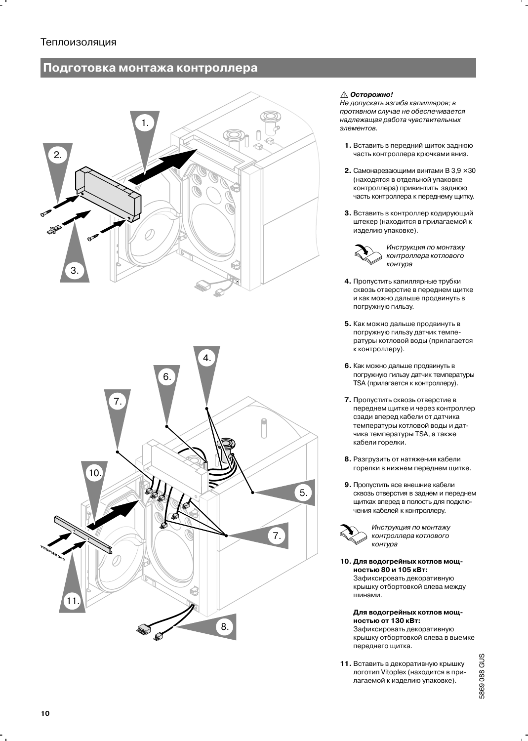Теплоизоляция

## Подготовка монтажа контроллера

⚠ ***Осторожно!***
*Не допускать изгиба капилляров; в противном случае не обеспечивается надлежащая работа чувствительных элементов.*

**1.** Вставить в передний щиток заднюю часть контроллера крючками вниз.

**2.** Самонарезающими винтами B 3,9 ×30 (находятся в отдельной упаковке контроллера) привинтить заднюю часть контроллера к переднему щитку.

**3.** Вставить в контроллер кодирующий штекер (находится в прилагаемой к изделию упаковке).

*Инструкция по монтажу контроллера котлового контура*

**4.** Пропустить капиллярные трубки сквозь отверстие в переднем щитке и как можно дальше продвинуть в погружную гильзу.

**5.** Как можно дальше продвинуть в погружную гильзу датчик температуры котловой воды (прилагается к контроллеру).

**6.** Как можно дальше продвинуть в погружную гильзу датчик температуры TSA (прилагается к контроллеру).

**7.** Пропустить сквозь отверстие в переднем щитке и через контроллер сзади вперед кабели от датчика температуры котловой воды и датчика температуры TSA, а также кабели горелки.

**8.** Разгрузить от натяжения кабели горелки в нижнем переднем щитке.

**9.** Пропустить все внешние кабели сквозь отверстия в заднем и переднем щитках вперед в полость для подключения кабелей к контроллеру.

*Инструкция по монтажу контроллера котлового контура*

**10. Для водогрейных котлов мощностью 80 и 105 кВт:**
Зафиксировать декоративную крышку отбортовкой слева между шинами.

**Для водогрейных котлов мощностью от 130 кВт:**
Зафиксировать декоративную крышку отбортовкой слева в выемке переднего щитка.

**11.** Вставить в декоративную крышку логотип Vitoplex (находится в прилагаемой к изделию упаковке).

5869 088 GUS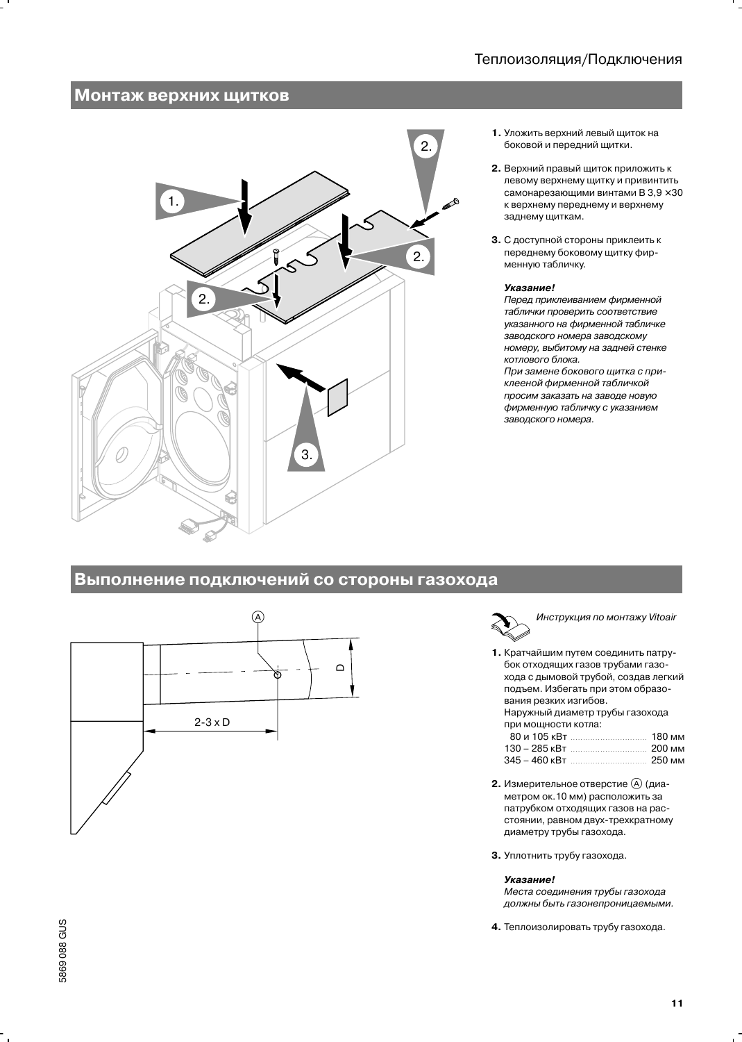## Монтаж верхних щитков

1. Уложить верхний левый щиток на боковой и передний щитки.

2. Верхний правый щиток приложить к левому верхнему щитку и привинтить самонарезающими винтами B 3,9 ×30 к верхнему переднему и верхнему заднему щиткам.

3. С доступной стороны приклеить к переднему боковому щитку фирменную табличку.

***Указание!***
*Перед приклеиванием фирменной таблички проверить соответствие указанного на фирменной табличке заводского номера заводскому номеру, выбитому на задней стенке котлового блока.*
*При замене бокового щитка с приклеенной фирменной табличкой просим заказать на заводе новую фирменную табличку с указанием заводского номера.*

## Выполнение подключений со стороны газохода

*Инструкция по монтажу Vitoair*

1. Кратчайшим путем соединить патрубок отходящих газов трубами газохода с дымовой трубой, создав легкий подъем. Избегать при этом образования резких изгибов.
   Наружный диаметр трубы газохода при мощности котла:

| | |
|---|---|
| 80 и 105 кВт | 180 мм |
| 130 – 285 кВт | 200 мм |
| 345 – 460 кВт | 250 мм |

2. Измерительное отверстие Ⓐ (диаметром ок.10 мм) расположить за патрубком отходящих газов на расстоянии, равном двух-трехкратному диаметру трубы газохода.

3. Уплотнить трубу газохода.

***Указание!***
*Места соединения трубы газохода должны быть газонепроницаемыми.*

4. Теплоизолировать трубу газохода.

5869 088 GUS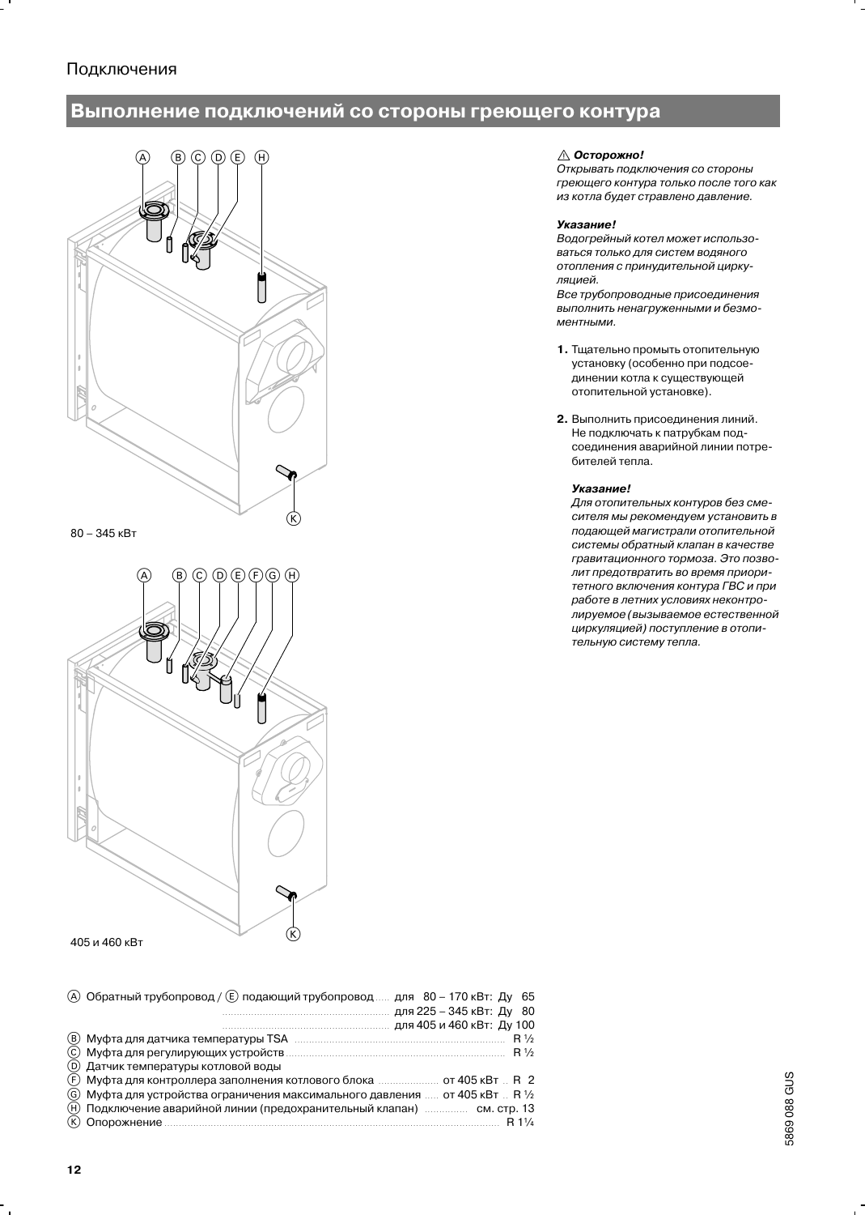Подключения

## Выполнение подключений со стороны греющего контура

80 – 345 кВт

405 и 460 кВт

Ⓐ Обратный трубопровод / Ⓔ подающий трубопровод ..... для 80 – 170 кВт: Ду 65
для 225 – 345 кВт: Ду 80
для 405 и 460 кВт: Ду 100
Ⓑ Муфта для датчика температуры TSA ..... R ½
Ⓒ Муфта для регулирующих устройств ..... R ½
Ⓓ Датчик температуры котловой воды
Ⓕ Муфта для контроллера заполнения котлового блока ..... от 405 кВт .. R 2
Ⓖ Муфта для устройства ограничения максимального давления ..... от 405 кВт .. R ½
Ⓗ Подключение аварийной линии (предохранительный клапан) ..... см. стр. 13
Ⓚ Опорожнение ..... R 1¼

⚠ ***Осторожно!***
*Открывать подключения со стороны греющего контура только после того как из котла будет стравлено давление.*

***Указание!***
*Водогрейный котел может использоваться только для систем водяного отопления с принудительной циркуляцией.*
*Все трубопроводные присоединения выполнить ненагруженными и безмоментными.*

1. Тщательно промыть отопительную установку (особенно при подсоединении котла к существующей отопительной установке).

2. Выполнить присоединения линий. Не подключать к патрубкам подсоединения аварийной линии потребителей тепла.

   ***Указание!***
   *Для отопительных контуров без смесителя мы рекомендуем установить в подающей магистрали отопительной системы обратный клапан в качестве гравитационного тормоза. Это позволит предотвратить во время приоритетного включения контура ГВС и при работе в летних условиях неконтролируемое (вызываемое естественной циркуляцией) поступление в отопительную систему тепла.*

5869 088 GUS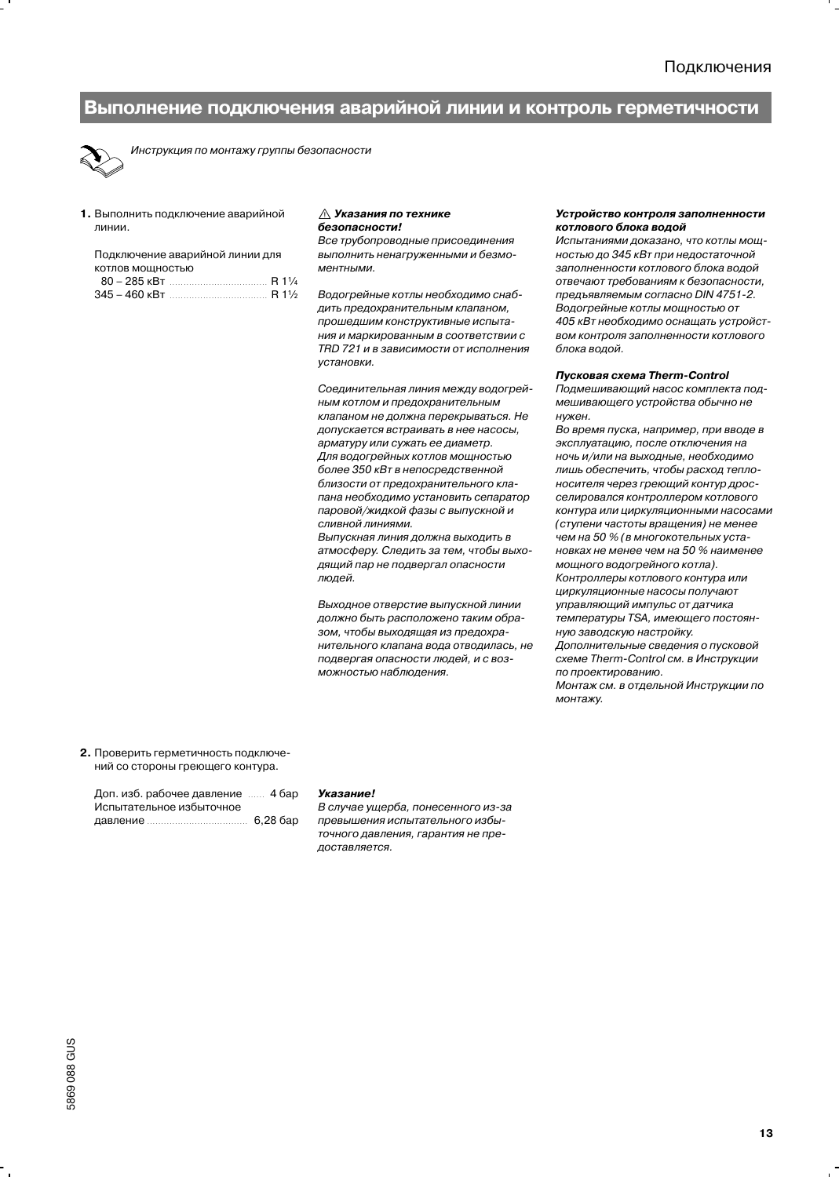## Выполнение подключения аварийной линии и контроль герметичности

*Инструкция по монтажу группы безопасности*

**1.** Выполнить подключение аварийной линии.

Подключение аварийной линии для котлов мощностью
80 – 285 кВт ........ R 1¼
345 – 460 кВт ........ R 1½

⚠ ***Указания по технике безопасности!***
*Все трубопроводные присоединения выполнить ненагруженными и безмоментными.*

*Водогрейные котлы необходимо снабдить предохранительным клапаном, прошедшим конструктивные испытания и маркированным в соответствии с TRD 721 и в зависимости от исполнения установки.*

*Соединительная линия между водогрейным котлом и предохранительным клапаном не должна перекрываться. Не допускается встраивать в нее насосы, арматуру или сужать ее диаметр.*
*Для водогрейных котлов мощностью более 350 кВт в непосредственной близости от предохранительного клапана необходимо установить сепаратор паровой/жидкой фазы с выпускной и сливной линиями.*
*Выпускная линия должна выходить в атмосферу. Следить за тем, чтобы выходящий пар не подвергал опасности людей.*

*Выходное отверстие выпускной линии должно быть расположено таким образом, чтобы выходящая из предохранительного клапана вода отводилась, не подвергая опасности людей, и с возможностью наблюдения.*

***Устройство контроля заполненности котлового блока водой***
*Испытаниями доказано, что котлы мощностью до 345 кВт при недостаточной заполненности котлового блока водой отвечают требованиям к безопасности, предъявляемым согласно DIN 4751-2.*
*Водогрейные котлы мощностью от 405 кВт необходимо оснащать устройством контроля заполненности котлового блока водой.*

***Пусковая схема Therm-Control***
*Подмешивающий насос комплекта подмешивающего устройства обычно не нужен.*
*Во время пуска, например, при вводе в эксплуатацию, после отключения на ночь и/или на выходные, необходимо лишь обеспечить, чтобы расход теплоносителя через греющий контур дросселировался контроллером котлового контура или циркуляционными насосами (ступени частоты вращения) не менее чем на 50 % (в многокотельных установках не менее чем на 50 % наименее мощного водогрейного котла).*
*Контроллеры котлового контура или циркуляционные насосы получают управляющий импульс от датчика температуры TSA, имеющего постоянную заводскую настройку.*
*Дополнительные сведения о пусковой схеме Therm-Control см. в Инструкции по проектированию.*
*Монтаж см. в отдельной Инструкции по монтажу.*

**2.** Проверить герметичность подключений со стороны греющего контура.

Доп. изб. рабочее давление ...... 4 бар
Испытательное избыточное давление ........ 6,28 бар

***Указание!***
*В случае ущерба, понесенного из-за превышения испытательного избыточного давления, гарантия не предоставляется.*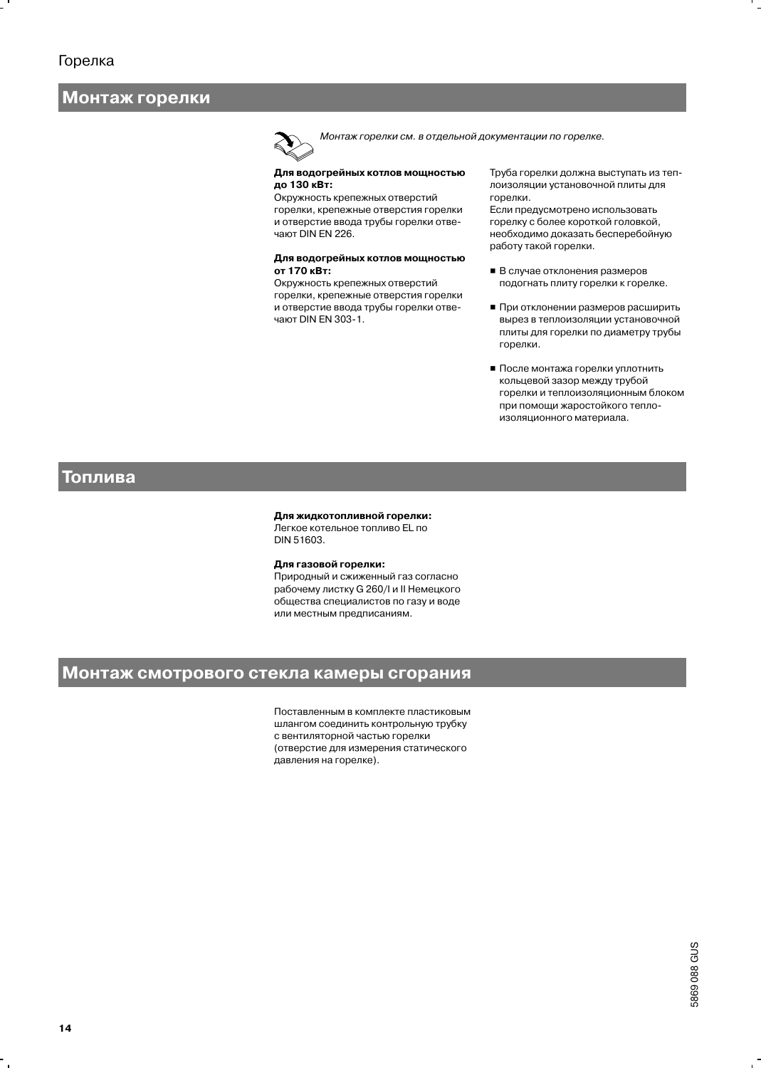## Монтаж горелки

*Монтаж горелки см. в отдельной документации по горелке.*

**Для водогрейных котлов мощностью до 130 кВт:**
Окружность крепежных отверстий горелки, крепежные отверстия горелки и отверстие ввода трубы горелки отвечают DIN EN 226.

**Для водогрейных котлов мощностью от 170 кВт:**
Окружность крепежных отверстий горелки, крепежные отверстия горелки и отверстие ввода трубы горелки отвечают DIN EN 303-1.

Труба горелки должна выступать из теплоизоляции установочной плиты для горелки.
Если предусмотрено использовать горелку с более короткой головкой, необходимо доказать бесперебойную работу такой горелки.

- В случае отклонения размеров подогнать плиту горелки к горелке.
- При отклонении размеров расширить вырез в теплоизоляции установочной плиты для горелки по диаметру трубы горелки.
- После монтажа горелки уплотнить кольцевой зазор между трубой горелки и теплоизоляционным блоком при помощи жаростойкого теплоизоляционного материала.

## Топлива

**Для жидкотопливной горелки:**
Легкое котельное топливо EL по DIN 51603.

**Для газовой горелки:**
Природный и сжиженный газ согласно рабочему листку G 260/I и II Немецкого общества специалистов по газу и воде или местным предписаниям.

## Монтаж смотрового стекла камеры сгорания

Поставленным в комплекте пластиковым шлангом соединить контрольную трубку с вентиляторной частью горелки (отверстие для измерения статического давления на горелке).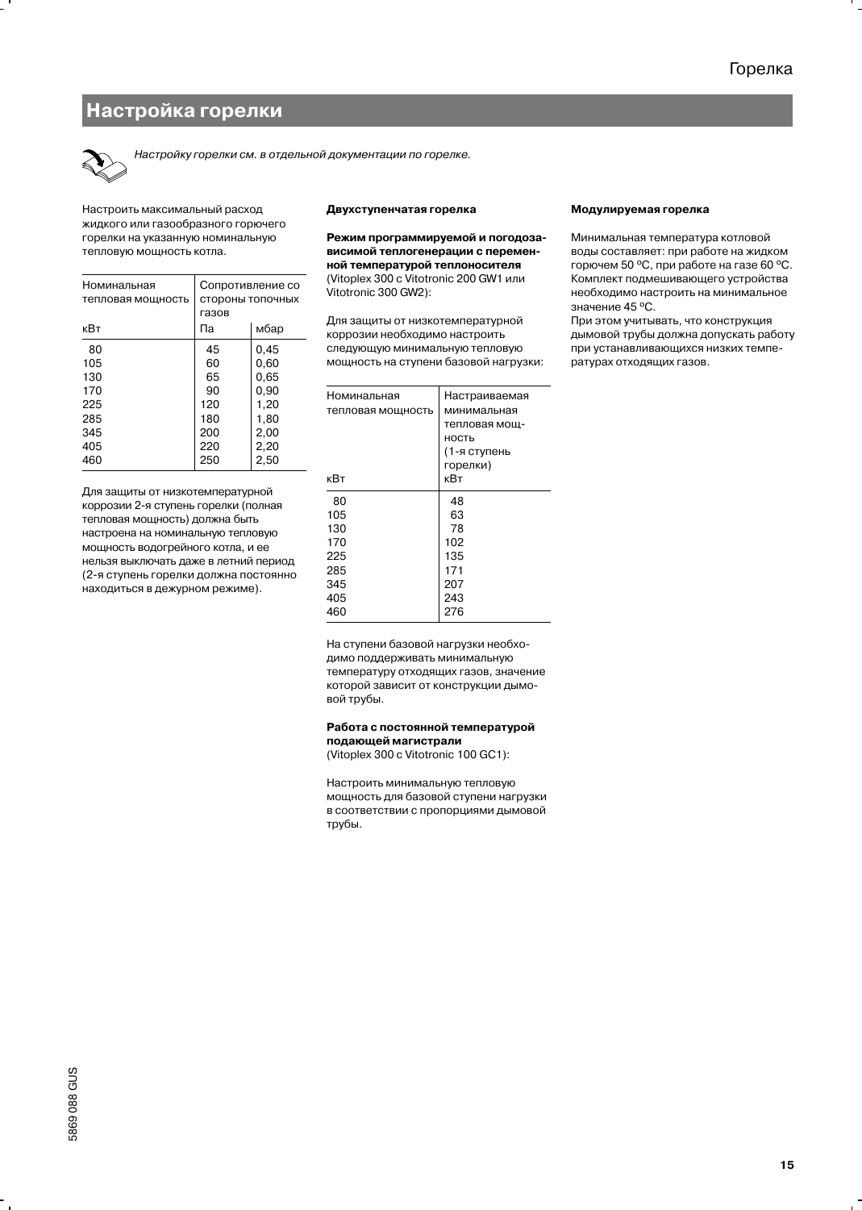## Настройка горелки

*Настройку горелки см. в отдельной документации по горелке.*

Настроить максимальный расход жидкого или газообразного горючего горелки на указанную номинальную тепловую мощность котла.

| Номинальная тепловая мощность | Сопротивление со стороны топочных газов | |
|---|---|---|
| кВт | Па | мбар |
| 80 | 45 | 0,45 |
| 105 | 60 | 0,60 |
| 130 | 65 | 0,65 |
| 170 | 90 | 0,90 |
| 225 | 120 | 1,20 |
| 285 | 180 | 1,80 |
| 345 | 200 | 2,00 |
| 405 | 220 | 2,20 |
| 460 | 250 | 2,50 |

Для защиты от низкотемпературной коррозии 2-я ступень горелки (полная тепловая мощность) должна быть настроена на номинальную тепловую мощность водогрейного котла, и ее нельзя выключать даже в летний период (2-я ступень горелки должна постоянно находиться в дежурном режиме).

**Двухступенчатая горелка**

**Режим программируемой и погодозависимой теплогенерации с переменной температурой теплоносителя**
(Vitoplex 300 с Vitotronic 200 GW1 или Vitotronic 300 GW2):

Для защиты от низкотемпературной коррозии необходимо настроить следующую минимальную тепловую мощность на ступени базовой нагрузки:

| Номинальная тепловая мощность кВт | Настраиваемая минимальная тепловая мощность (1-я ступень горелки) кВт |
|---|---|
| 80 | 48 |
| 105 | 63 |
| 130 | 78 |
| 170 | 102 |
| 225 | 135 |
| 285 | 171 |
| 345 | 207 |
| 405 | 243 |
| 460 | 276 |

На ступени базовой нагрузки необходимо поддерживать минимальную температуру отходящих газов, значение которой зависит от конструкции дымовой трубы.

**Работа с постоянной температурой подающей магистрали**
(Vitoplex 300 с Vitotronic 100 GC1):

Настроить минимальную тепловую мощность для базовой ступени нагрузки в соответствии с пропорциями дымовой трубы.

**Модулируемая горелка**

Минимальная температура котловой воды составляет: при работе на жидком горючем 50 °C, при работе на газе 60 °C. Комплект подмешивающего устройства необходимо настроить на минимальное значение 45 °C.
При этом учитывать, что конструкция дымовой трубы должна допускать работу при устанавливающихся низких температурах отходящих газов.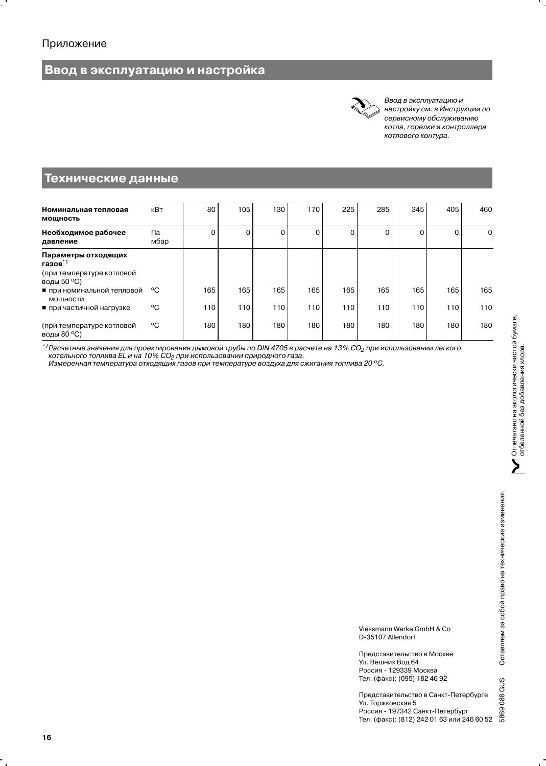Приложение

## Ввод в эксплуатацию и настройка

*Ввод в эксплуатацию и настройку см. в Инструкции по сервисному обслуживанию котла, горелки и контроллера котлового контура.*

## Технические данные

| | | | | | | | | | | |
|---|---|---|---|---|---|---|---|---|---|---|
| **Номинальная тепловая мощность** | кВт | 80 | 105 | 130 | 170 | 225 | 285 | 345 | 405 | 460 |
| **Необходимое рабочее давление** | Па мбар | 0 | 0 | 0 | 0 | 0 | 0 | 0 | 0 | 0 |
| **Параметры отходящих газов**[*1] | | | | | | | | | | |
| (при температуре котловой воды 50 ºC) | | | | | | | | | | |
| ■ при номинальной тепловой мощности | ºC | 165 | 165 | 165 | 165 | 165 | 165 | 165 | 165 | 165 |
| ■ при частичной нагрузке | ºC | 110 | 110 | 110 | 110 | 110 | 110 | 110 | 110 | 110 |
| (при температуре котловой воды 80 ºC) | ºC | 180 | 180 | 180 | 180 | 180 | 180 | 180 | 180 | 180 |

*[*1] Расчетные значения для проектирования дымовой трубы по DIN 4705 в расчете на 13% $CO_2$ при использовании легкого котельного топлива EL и на 10% $CO_2$ при использовании природного газа.*
*Измеренная температура отходящих газов при температуре воздуха для сжигания топлива 20 ºC.*

Viessmann Werke GmbH & Co
D-35107 Allendorf

Представительство в Москве
Ул. Вешних Вод 64
Россия - 129339 Москва
Тел. (факс): (095) 182 46 92

Представительство в Санкт-Петербурге
Ул. Торжковская 5
Россия - 197342 Санкт-Петербург
Тел. (факс): (812) 242 01 63 или 246 60 52

5869 088 GUS Оставляем за собой право на технические изменения.

Отпечатано на экологически чистой бумаге, отбеленной без добавления хлора.